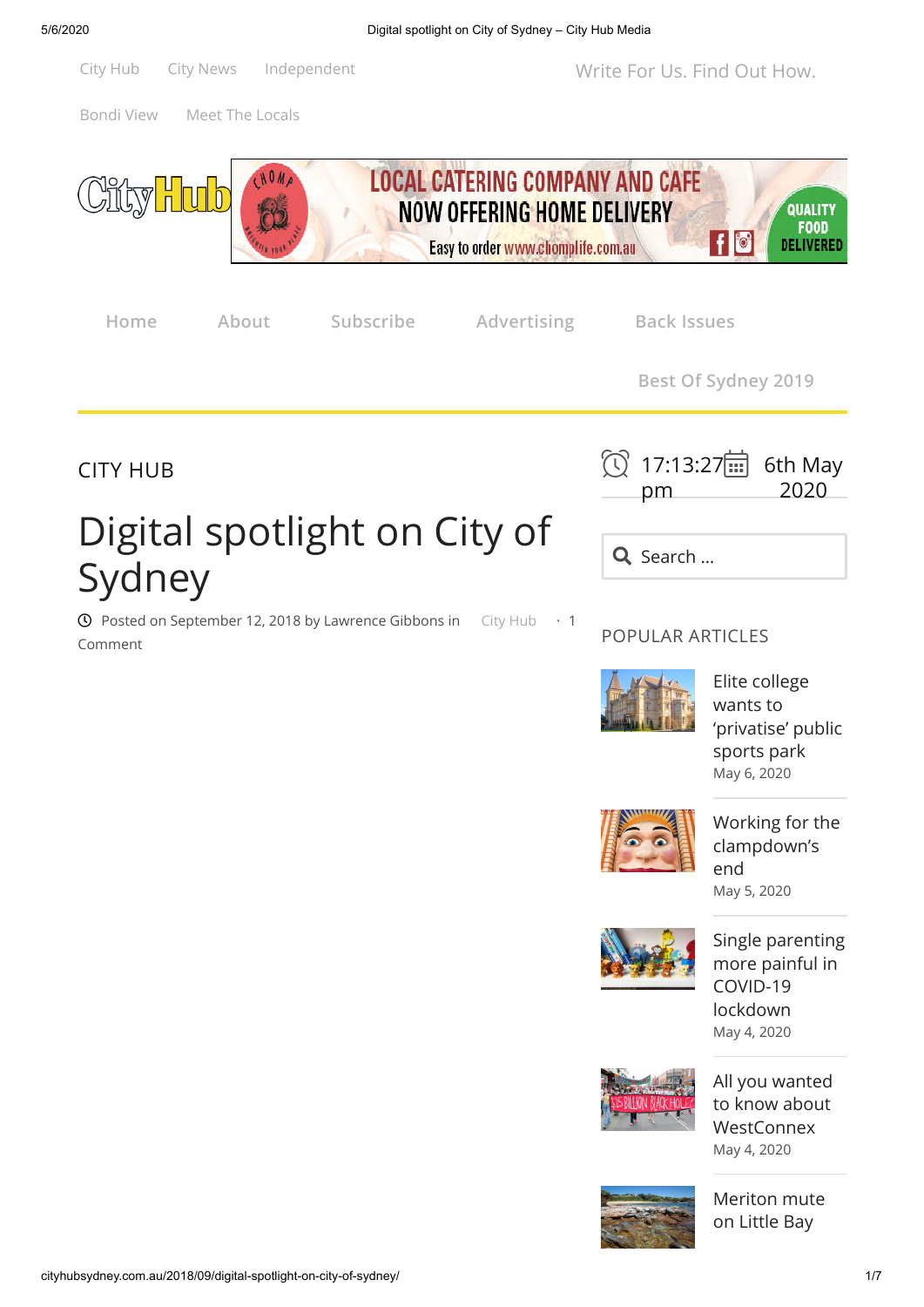City Hub City News Independent

Write For Us. Find Out How.

Bondi View Meet The Locals

LOCAL CATERING COMPANY AND CAFE
NOW OFFERING HOME DELIVERY
Easy to order www.chomplife.com.au
QUALITY FOOD DELIVERED

Home About Subscribe Advertising Back Issues

Best Of Sydney 2019

CITY HUB

# Digital spotlight on City of Sydney

Posted on September 12, 2018 by Lawrence Gibbons in City Hub · 1 Comment

17:13:27 pm 6th May 2020

Search …

POPULAR ARTICLES

Elite college wants to 'privatise' public sports park
May 6, 2020

Working for the clampdown's end
May 5, 2020

Single parenting more painful in COVID-19 lockdown
May 4, 2020

All you wanted to know about WestConnex
May 4, 2020

Meriton mute on Little Bay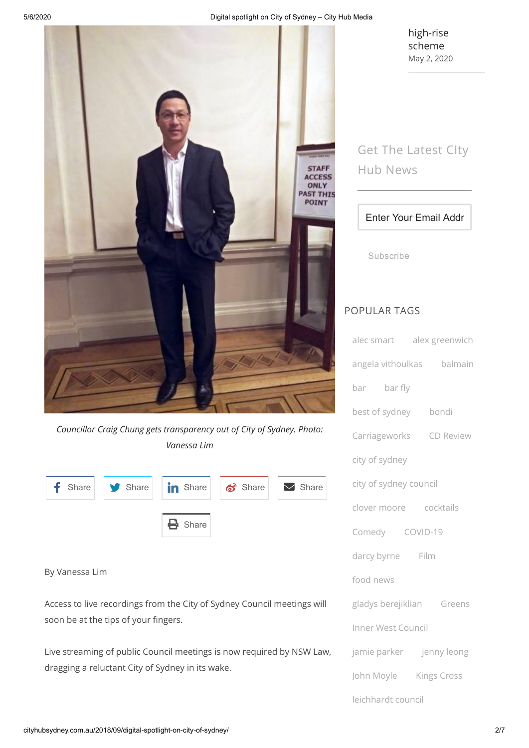high-rise scheme
May 2, 2020

Councillor Craig Chung gets transparency out of City of Sydney. Photo: Vanessa Lim

Share Share Share Share Share

Share

By Vanessa Lim

Access to live recordings from the City of Sydney Council meetings will soon be at the tips of your fingers.

Live streaming of public Council meetings is now required by NSW Law, dragging a reluctant City of Sydney in its wake.

Get The Latest CIty Hub News

Enter Your Email Addr

Subscribe

POPULAR TAGS

alec smart alex greenwich angela vithoulkas balmain bar bar fly best of sydney bondi Carriageworks CD Review city of sydney city of sydney council clover moore cocktails Comedy COVID-19 darcy byrne Film food news gladys berejiklian Greens Inner West Council jamie parker jenny leong John Moyle Kings Cross leichhardt council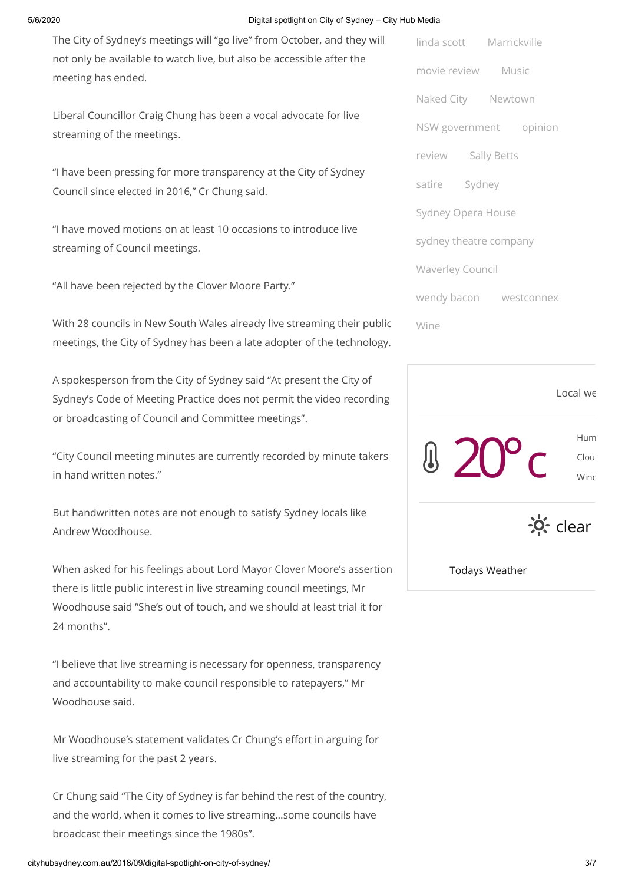The City of Sydney's meetings will "go live" from October, and they will not only be available to watch live, but also be accessible after the meeting has ended.

Liberal Councillor Craig Chung has been a vocal advocate for live streaming of the meetings.

"I have been pressing for more transparency at the City of Sydney Council since elected in 2016," Cr Chung said.

"I have moved motions on at least 10 occasions to introduce live streaming of Council meetings.

"All have been rejected by the Clover Moore Party."

With 28 councils in New South Wales already live streaming their public meetings, the City of Sydney has been a late adopter of the technology.

A spokesperson from the City of Sydney said "At present the City of Sydney's Code of Meeting Practice does not permit the video recording or broadcasting of Council and Committee meetings".

"City Council meeting minutes are currently recorded by minute takers in hand written notes."

But handwritten notes are not enough to satisfy Sydney locals like Andrew Woodhouse.

When asked for his feelings about Lord Mayor Clover Moore's assertion there is little public interest in live streaming council meetings, Mr Woodhouse said "She's out of touch, and we should at least trial it for 24 months".

"I believe that live streaming is necessary for openness, transparency and accountability to make council responsible to ratepayers," Mr Woodhouse said.

Mr Woodhouse's statement validates Cr Chung's effort in arguing for live streaming for the past 2 years.

Cr Chung said "The City of Sydney is far behind the rest of the country, and the world, when it comes to live streaming…some councils have broadcast their meetings since the 1980s".

linda scott | Marrickville | movie review | Music | Naked City | Newtown | NSW government | opinion | review | Sally Betts | satire | Sydney | Sydney Opera House | sydney theatre company | Waverley Council | wendy bacon | westconnex | Wine

Local we

20° c

Hum
Clou
Winc

clear

Todays Weather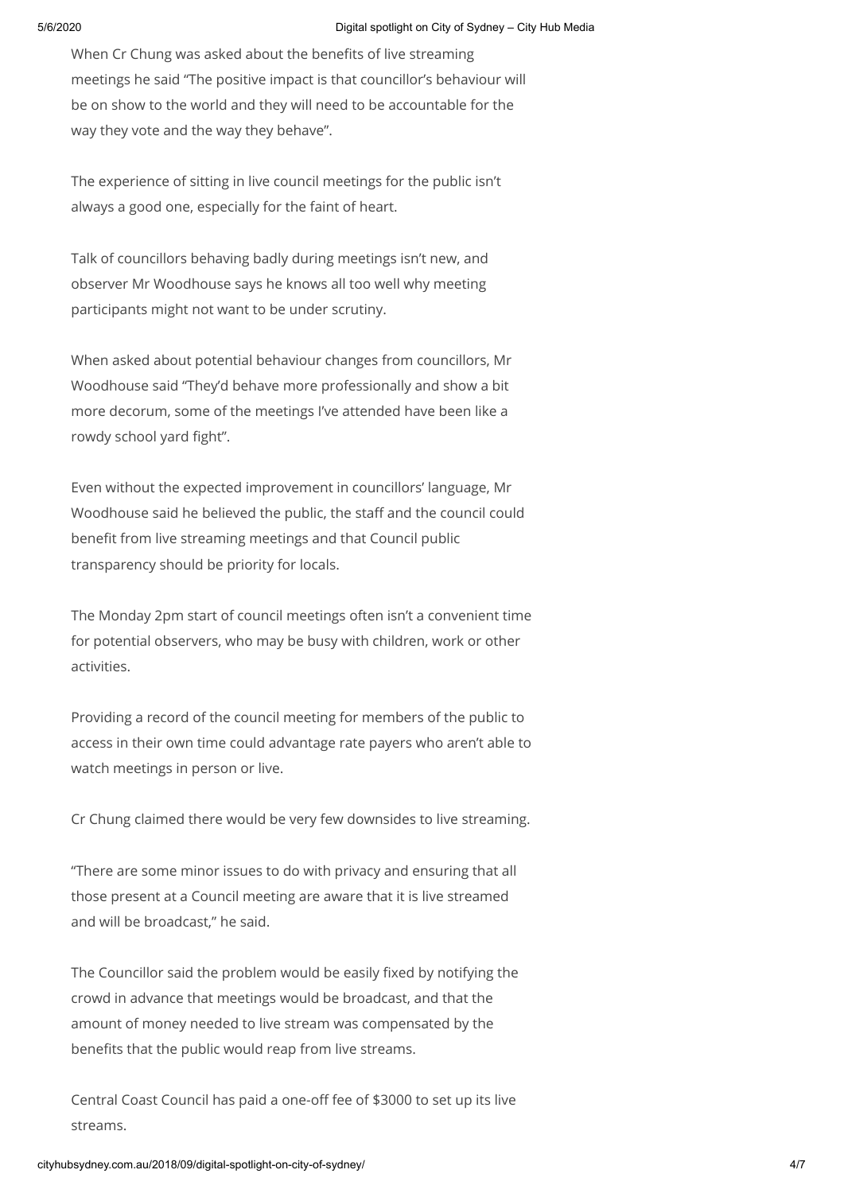When Cr Chung was asked about the benefits of live streaming meetings he said "The positive impact is that councillor's behaviour will be on show to the world and they will need to be accountable for the way they vote and the way they behave".

The experience of sitting in live council meetings for the public isn't always a good one, especially for the faint of heart.

Talk of councillors behaving badly during meetings isn't new, and observer Mr Woodhouse says he knows all too well why meeting participants might not want to be under scrutiny.

When asked about potential behaviour changes from councillors, Mr Woodhouse said "They'd behave more professionally and show a bit more decorum, some of the meetings I've attended have been like a rowdy school yard fight".

Even without the expected improvement in councillors' language, Mr Woodhouse said he believed the public, the staff and the council could benefit from live streaming meetings and that Council public transparency should be priority for locals.

The Monday 2pm start of council meetings often isn't a convenient time for potential observers, who may be busy with children, work or other activities.

Providing a record of the council meeting for members of the public to access in their own time could advantage rate payers who aren't able to watch meetings in person or live.

Cr Chung claimed there would be very few downsides to live streaming.

"There are some minor issues to do with privacy and ensuring that all those present at a Council meeting are aware that it is live streamed and will be broadcast," he said.

The Councillor said the problem would be easily fixed by notifying the crowd in advance that meetings would be broadcast, and that the amount of money needed to live stream was compensated by the benefits that the public would reap from live streams.

Central Coast Council has paid a one-off fee of $3000 to set up its live streams.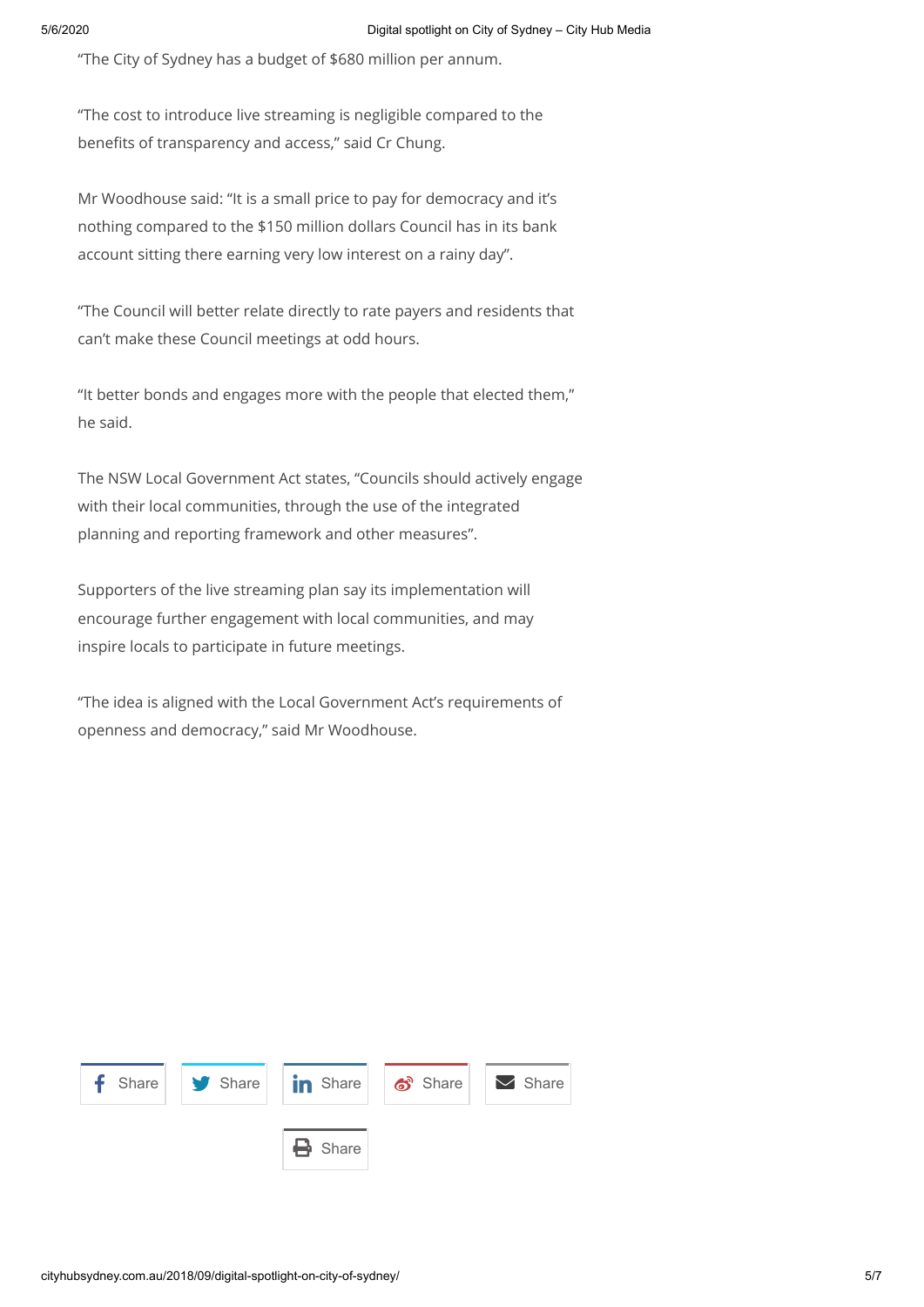"The City of Sydney has a budget of $680 million per annum.

"The cost to introduce live streaming is negligible compared to the benefits of transparency and access," said Cr Chung.

Mr Woodhouse said: "It is a small price to pay for democracy and it's nothing compared to the $150 million dollars Council has in its bank account sitting there earning very low interest on a rainy day".

"The Council will better relate directly to rate payers and residents that can't make these Council meetings at odd hours.

"It better bonds and engages more with the people that elected them," he said.

The NSW Local Government Act states, "Councils should actively engage with their local communities, through the use of the integrated planning and reporting framework and other measures".

Supporters of the live streaming plan say its implementation will encourage further engagement with local communities, and may inspire locals to participate in future meetings.

"The idea is aligned with the Local Government Act's requirements of openness and democracy," said Mr Woodhouse.

Share Share Share Share Share

Share